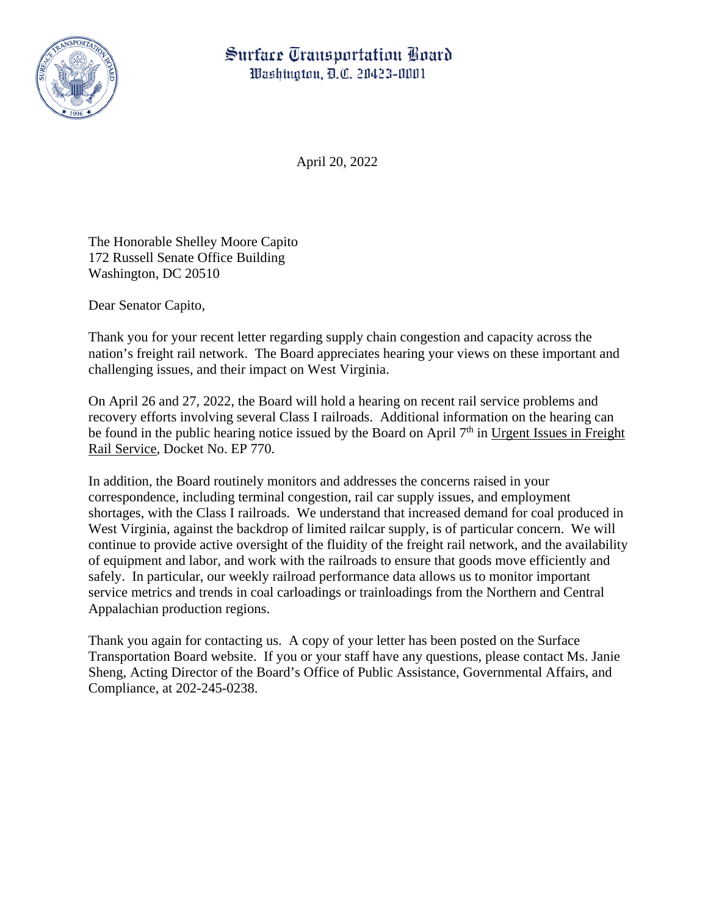# Surface Transportation Board
Washington, D.C. 20423-0001

April 20, 2022

The Honorable Shelley Moore Capito
172 Russell Senate Office Building
Washington, DC 20510

Dear Senator Capito,

Thank you for your recent letter regarding supply chain congestion and capacity across the nation's freight rail network. The Board appreciates hearing your views on these important and challenging issues, and their impact on West Virginia.

On April 26 and 27, 2022, the Board will hold a hearing on recent rail service problems and recovery efforts involving several Class I railroads. Additional information on the hearing can be found in the public hearing notice issued by the Board on April 7th in Urgent Issues in Freight Rail Service, Docket No. EP 770.

In addition, the Board routinely monitors and addresses the concerns raised in your correspondence, including terminal congestion, rail car supply issues, and employment shortages, with the Class I railroads. We understand that increased demand for coal produced in West Virginia, against the backdrop of limited railcar supply, is of particular concern. We will continue to provide active oversight of the fluidity of the freight rail network, and the availability of equipment and labor, and work with the railroads to ensure that goods move efficiently and safely. In particular, our weekly railroad performance data allows us to monitor important service metrics and trends in coal carloadings or trainloadings from the Northern and Central Appalachian production regions.

Thank you again for contacting us. A copy of your letter has been posted on the Surface Transportation Board website. If you or your staff have any questions, please contact Ms. Janie Sheng, Acting Director of the Board's Office of Public Assistance, Governmental Affairs, and Compliance, at 202-245-0238.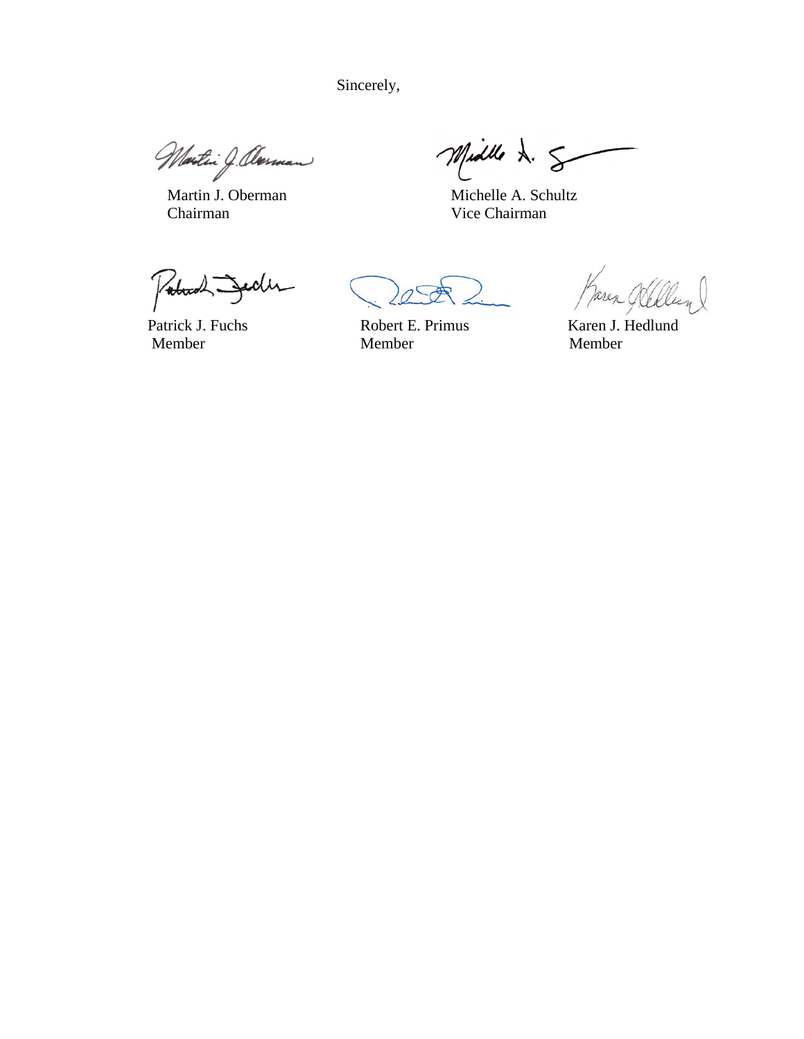Sincerely,

Martin J. Oberman
Chairman

Michelle A. Schultz
Vice Chairman

Patrick J. Fuchs
Member

Robert E. Primus
Member

Karen J. Hedlund
Member